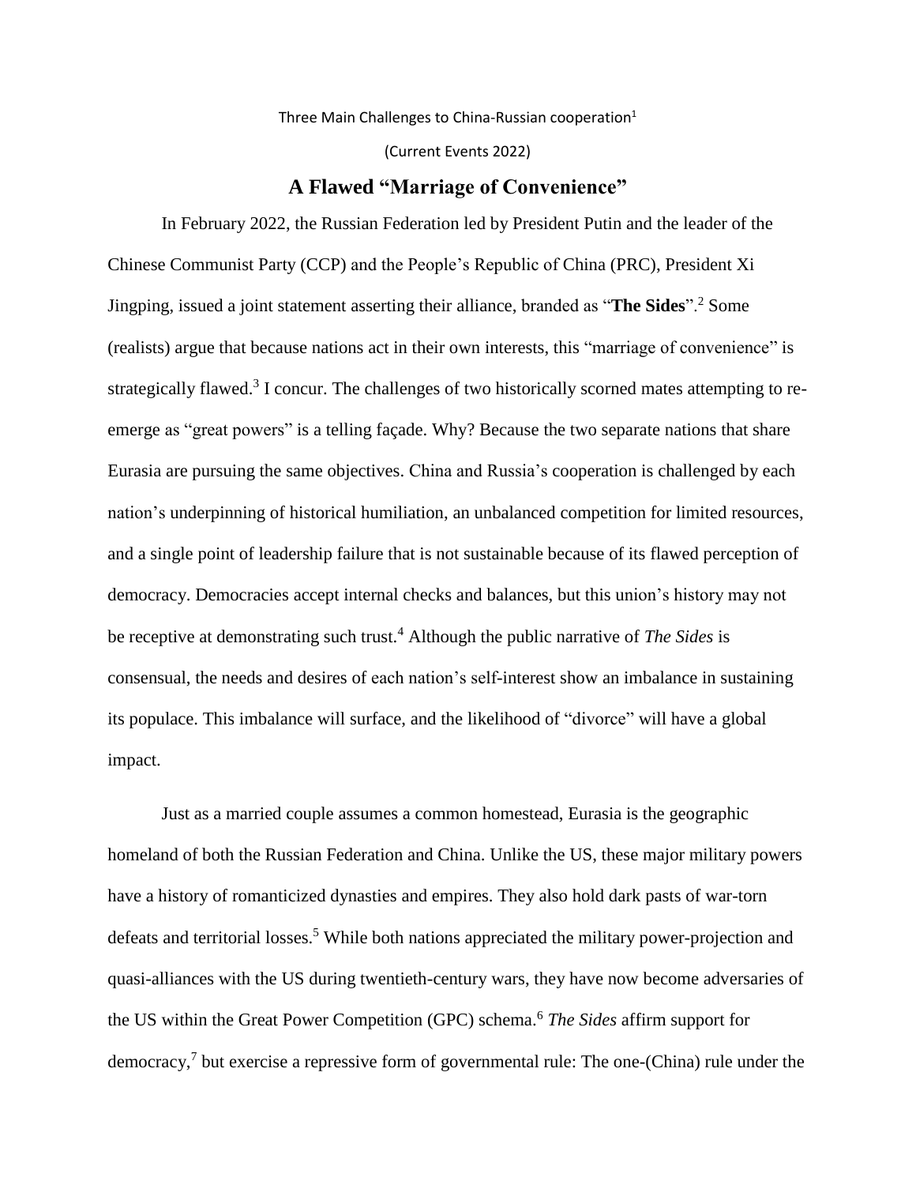Three Main Challenges to China-Russian cooperation[1]

(Current Events 2022)

# A Flawed "Marriage of Convenience"

In February 2022, the Russian Federation led by President Putin and the leader of the Chinese Communist Party (CCP) and the People's Republic of China (PRC), President Xi Jingping, issued a joint statement asserting their alliance, branded as "**The Sides**".[2] Some (realists) argue that because nations act in their own interests, this "marriage of convenience" is strategically flawed.[3] I concur. The challenges of two historically scorned mates attempting to re-emerge as "great powers" is a telling façade. Why? Because the two separate nations that share Eurasia are pursuing the same objectives. China and Russia's cooperation is challenged by each nation's underpinning of historical humiliation, an unbalanced competition for limited resources, and a single point of leadership failure that is not sustainable because of its flawed perception of democracy. Democracies accept internal checks and balances, but this union's history may not be receptive at demonstrating such trust.[4] Although the public narrative of *The Sides* is consensual, the needs and desires of each nation's self-interest show an imbalance in sustaining its populace. This imbalance will surface, and the likelihood of "divorce" will have a global impact.

Just as a married couple assumes a common homestead, Eurasia is the geographic homeland of both the Russian Federation and China. Unlike the US, these major military powers have a history of romanticized dynasties and empires. They also hold dark pasts of war-torn defeats and territorial losses.[5] While both nations appreciated the military power-projection and quasi-alliances with the US during twentieth-century wars, they have now become adversaries of the US within the Great Power Competition (GPC) schema.[6] *The Sides* affirm support for democracy,[7] but exercise a repressive form of governmental rule: The one-(China) rule under the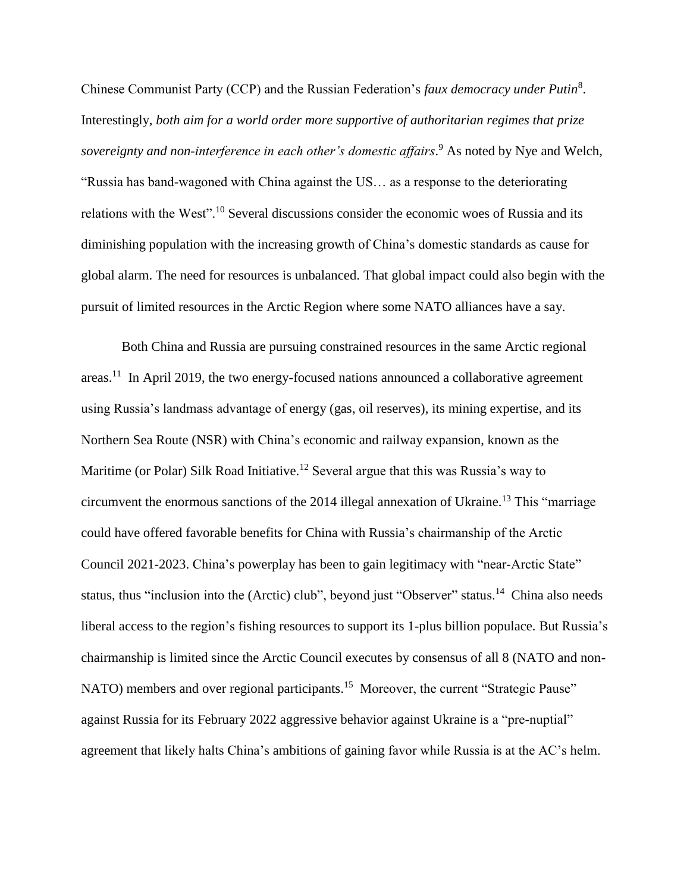Chinese Communist Party (CCP) and the Russian Federation's *faux democracy under Putin*[8]. Interestingly, *both aim for a world order more supportive of authoritarian regimes that prize sovereignty and non-interference in each other's domestic affairs*.[9] As noted by Nye and Welch, "Russia has band-wagoned with China against the US… as a response to the deteriorating relations with the West".[10] Several discussions consider the economic woes of Russia and its diminishing population with the increasing growth of China's domestic standards as cause for global alarm. The need for resources is unbalanced. That global impact could also begin with the pursuit of limited resources in the Arctic Region where some NATO alliances have a say.

Both China and Russia are pursuing constrained resources in the same Arctic regional areas.[11] In April 2019, the two energy-focused nations announced a collaborative agreement using Russia's landmass advantage of energy (gas, oil reserves), its mining expertise, and its Northern Sea Route (NSR) with China's economic and railway expansion, known as the Maritime (or Polar) Silk Road Initiative.[12] Several argue that this was Russia's way to circumvent the enormous sanctions of the 2014 illegal annexation of Ukraine.[13] This "marriage could have offered favorable benefits for China with Russia's chairmanship of the Arctic Council 2021-2023. China's powerplay has been to gain legitimacy with "near-Arctic State" status, thus "inclusion into the (Arctic) club", beyond just "Observer" status.[14] China also needs liberal access to the region's fishing resources to support its 1-plus billion populace. But Russia's chairmanship is limited since the Arctic Council executes by consensus of all 8 (NATO and non-NATO) members and over regional participants.[15] Moreover, the current "Strategic Pause" against Russia for its February 2022 aggressive behavior against Ukraine is a "pre-nuptial" agreement that likely halts China's ambitions of gaining favor while Russia is at the AC's helm.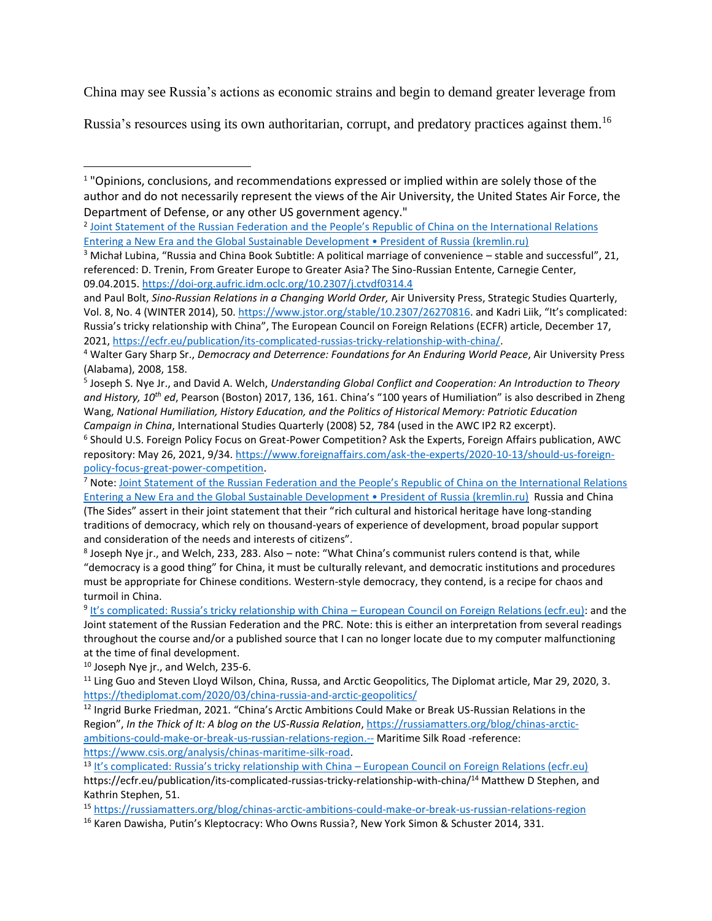China may see Russia's actions as economic strains and begin to demand greater leverage from Russia's resources using its own authoritarian, corrupt, and predatory practices against them.[16]

---

[1] "Opinions, conclusions, and recommendations expressed or implied within are solely those of the author and do not necessarily represent the views of the Air University, the United States Air Force, the Department of Defense, or any other US government agency."

[2] Joint Statement of the Russian Federation and the People's Republic of China on the International Relations Entering a New Era and the Global Sustainable Development • President of Russia (kremlin.ru)

[3] Michał Lubina, "Russia and China Book Subtitle: A political marriage of convenience – stable and successful", 21, referenced: D. Trenin, From Greater Europe to Greater Asia? The Sino-Russian Entente, Carnegie Center, 09.04.2015. https://doi-org.aufric.idm.oclc.org/10.2307/j.ctvdf0314.4 and Paul Bolt, *Sino-Russian Relations in a Changing World Order,* Air University Press, Strategic Studies Quarterly, Vol. 8, No. 4 (WINTER 2014), 50. https://www.jstor.org/stable/10.2307/26270816. and Kadri Liik, "It's complicated: Russia's tricky relationship with China", The European Council on Foreign Relations (ECFR) article, December 17, 2021, https://ecfr.eu/publication/its-complicated-russias-tricky-relationship-with-china/.

[4] Walter Gary Sharp Sr., *Democracy and Deterrence: Foundations for An Enduring World Peace*, Air University Press (Alabama), 2008, 158.

[5] Joseph S. Nye Jr., and David A. Welch, *Understanding Global Conflict and Cooperation: An Introduction to Theory and History, 10th ed*, Pearson (Boston) 2017, 136, 161. China's "100 years of Humiliation" is also described in Zheng Wang, *National Humiliation, History Education, and the Politics of Historical Memory: Patriotic Education Campaign in China*, International Studies Quarterly (2008) 52, 784 (used in the AWC IP2 R2 excerpt).

[6] Should U.S. Foreign Policy Focus on Great-Power Competition? Ask the Experts, Foreign Affairs publication, AWC repository: May 26, 2021, 9/34. https://www.foreignaffairs.com/ask-the-experts/2020-10-13/should-us-foreign-policy-focus-great-power-competition.

[7] Note: Joint Statement of the Russian Federation and the People's Republic of China on the International Relations Entering a New Era and the Global Sustainable Development • President of Russia (kremlin.ru) Russia and China (The Sides" assert in their joint statement that their "rich cultural and historical heritage have long-standing traditions of democracy, which rely on thousand-years of experience of development, broad popular support and consideration of the needs and interests of citizens".

[8] Joseph Nye jr., and Welch, 233, 283. Also – note: "What China's communist rulers contend is that, while "democracy is a good thing" for China, it must be culturally relevant, and democratic institutions and procedures must be appropriate for Chinese conditions. Western-style democracy, they contend, is a recipe for chaos and turmoil in China.

[9] It's complicated: Russia's tricky relationship with China – European Council on Foreign Relations (ecfr.eu): and the Joint statement of the Russian Federation and the PRC. Note: this is either an interpretation from several readings throughout the course and/or a published source that I can no longer locate due to my computer malfunctioning at the time of final development.

[10] Joseph Nye jr., and Welch, 235-6.

[11] Ling Guo and Steven Lloyd Wilson, China, Russa, and Arctic Geopolitics, The Diplomat article, Mar 29, 2020, 3. https://thediplomat.com/2020/03/china-russia-and-arctic-geopolitics/

[12] Ingrid Burke Friedman, 2021. "China's Arctic Ambitions Could Make or Break US-Russian Relations in the Region", *In the Thick of It: A blog on the US-Russia Relation*, https://russiamatters.org/blog/chinas-arctic-ambitions-could-make-or-break-us-russian-relations-region.-- Maritime Silk Road -reference: https://www.csis.org/analysis/chinas-maritime-silk-road.

[13] It's complicated: Russia's tricky relationship with China – European Council on Foreign Relations (ecfr.eu) https://ecfr.eu/publication/its-complicated-russias-tricky-relationship-with-china/[14] Matthew D Stephen, and Kathrin Stephen, 51.

[15] https://russiamatters.org/blog/chinas-arctic-ambitions-could-make-or-break-us-russian-relations-region

[16] Karen Dawisha, Putin's Kleptocracy: Who Owns Russia?, New York Simon & Schuster 2014, 331.